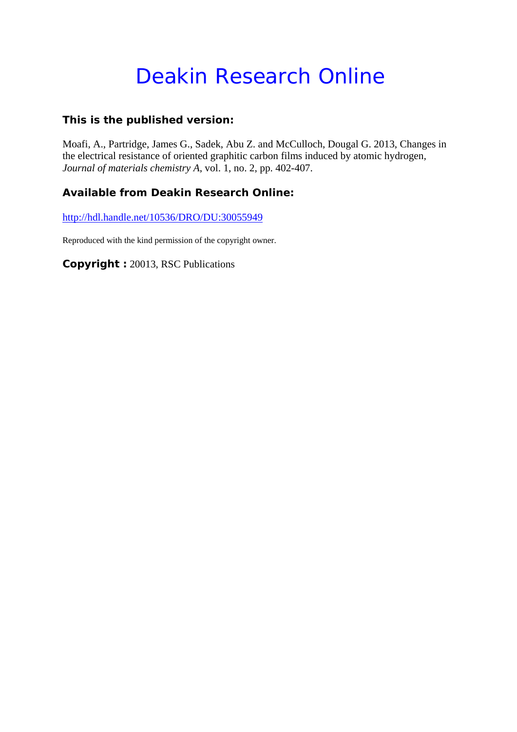# Deakin Research Online

**This is the published version:**

Moafi, A., Partridge, James G., Sadek, Abu Z. and McCulloch, Dougal G. 2013, Changes in the electrical resistance of oriented graphitic carbon films induced by atomic hydrogen, *Journal of materials chemistry A*, vol. 1, no. 2, pp. 402-407.

**Available from Deakin Research Online:**

http://hdl.handle.net/10536/DRO/DU:30055949

Reproduced with the kind permission of the copyright owner.

**Copyright :** 20013, RSC Publications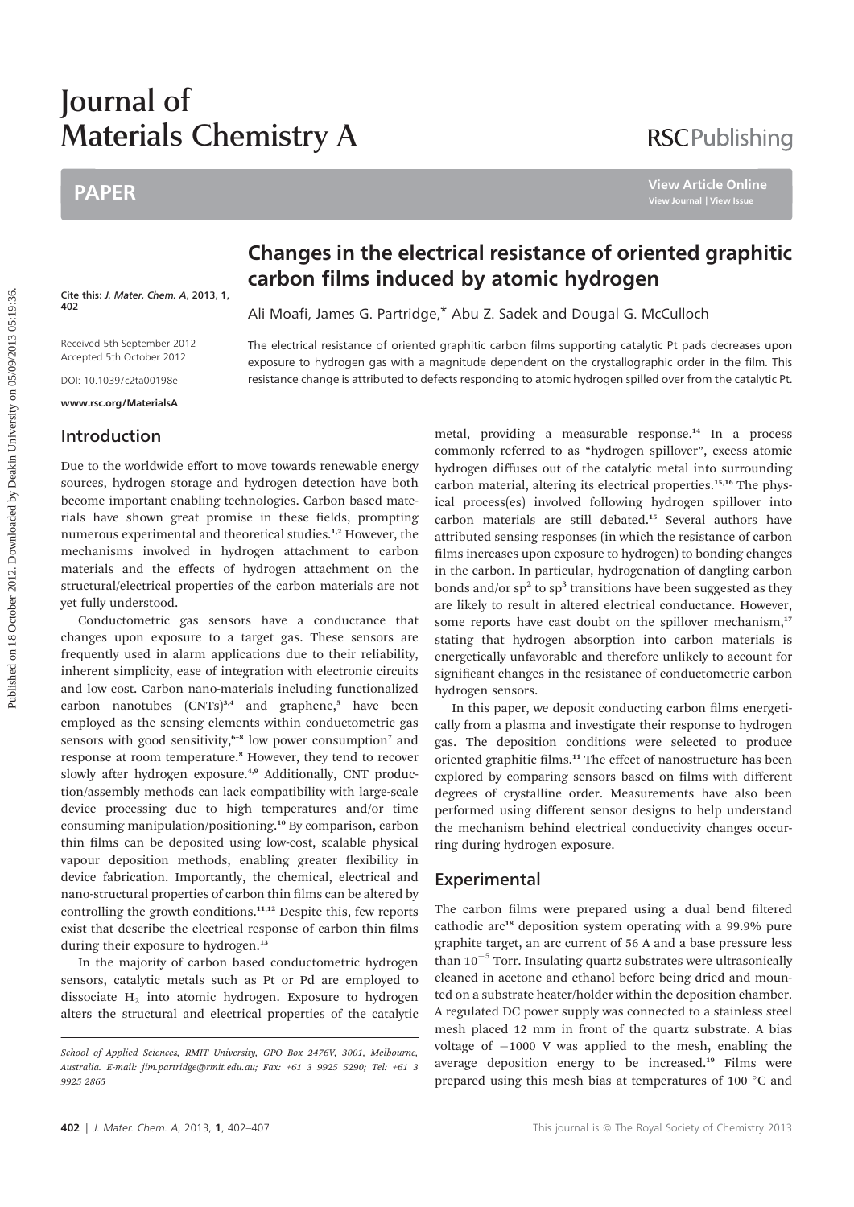# Changes in the electrical resistance of oriented graphitic carbon films induced by atomic hydrogen

Ali Moafi, James G. Partridge,* Abu Z. Sadek and Dougal G. McCulloch

Cite this: *J. Mater. Chem. A*, 2013, 1, 402

Received 5th September 2012
Accepted 5th October 2012

DOI: 10.1039/c2ta00198e

www.rsc.org/MaterialsA

The electrical resistance of oriented graphitic carbon films supporting catalytic Pt pads decreases upon exposure to hydrogen gas with a magnitude dependent on the crystallographic order in the film. This resistance change is attributed to defects responding to atomic hydrogen spilled over from the catalytic Pt.

## Introduction

Due to the worldwide effort to move towards renewable energy sources, hydrogen storage and hydrogen detection have both become important enabling technologies. Carbon based materials have shown great promise in these fields, prompting numerous experimental and theoretical studies.[1,2] However, the mechanisms involved in hydrogen attachment to carbon materials and the effects of hydrogen attachment on the structural/electrical properties of the carbon materials are not yet fully understood.

Conductometric gas sensors have a conductance that changes upon exposure to a target gas. These sensors are frequently used in alarm applications due to their reliability, inherent simplicity, ease of integration with electronic circuits and low cost. Carbon nano-materials including functionalized carbon nanotubes (CNTs)[3,4] and graphene,[5] have been employed as the sensing elements within conductometric gas sensors with good sensitivity,[6–8] low power consumption[7] and response at room temperature.[8] However, they tend to recover slowly after hydrogen exposure.[4,9] Additionally, CNT production/assembly methods can lack compatibility with large-scale device processing due to high temperatures and/or time consuming manipulation/positioning.[10] By comparison, carbon thin films can be deposited using low-cost, scalable physical vapour deposition methods, enabling greater flexibility in device fabrication. Importantly, the chemical, electrical and nano-structural properties of carbon thin films can be altered by controlling the growth conditions.[11,12] Despite this, few reports exist that describe the electrical response of carbon thin films during their exposure to hydrogen.[13]

In the majority of carbon based conductometric hydrogen sensors, catalytic metals such as Pt or Pd are employed to dissociate $H_2$ into atomic hydrogen. Exposure to hydrogen alters the structural and electrical properties of the catalytic metal, providing a measurable response.[14] In a process commonly referred to as "hydrogen spillover", excess atomic hydrogen diffuses out of the catalytic metal into surrounding carbon material, altering its electrical properties.[15,16] The physical process(es) involved following hydrogen spillover into carbon materials are still debated.[15] Several authors have attributed sensing responses (in which the resistance of carbon films increases upon exposure to hydrogen) to bonding changes in the carbon. In particular, hydrogenation of dangling carbon bonds and/or $sp^2$ to $sp^3$ transitions have been suggested as they are likely to result in altered electrical conductance. However, some reports have cast doubt on the spillover mechanism,[17] stating that hydrogen absorption into carbon materials is energetically unfavorable and therefore unlikely to account for significant changes in the resistance of conductometric carbon hydrogen sensors.

In this paper, we deposit conducting carbon films energetically from a plasma and investigate their response to hydrogen gas. The deposition conditions were selected to produce oriented graphitic films.[11] The effect of nanostructure has been explored by comparing sensors based on films with different degrees of crystalline order. Measurements have also been performed using different sensor designs to help understand the mechanism behind electrical conductivity changes occurring during hydrogen exposure.

## Experimental

The carbon films were prepared using a dual bend filtered cathodic arc[18] deposition system operating with a 99.9% pure graphite target, an arc current of 56 A and a base pressure less than $10^{-5}$ Torr. Insulating quartz substrates were ultrasonically cleaned in acetone and ethanol before being dried and mounted on a substrate heater/holder within the deposition chamber. A regulated DC power supply was connected to a stainless steel mesh placed 12 mm in front of the quartz substrate. A bias voltage of −1000 V was applied to the mesh, enabling the average deposition energy to be increased.[19] Films were prepared using this mesh bias at temperatures of 100 °C and

School of Applied Sciences, RMIT University, GPO Box 2476V, 3001, Melbourne, Australia. E-mail: jim.partridge@rmit.edu.au; Fax: +61 3 9925 5290; Tel: +61 3 9925 2865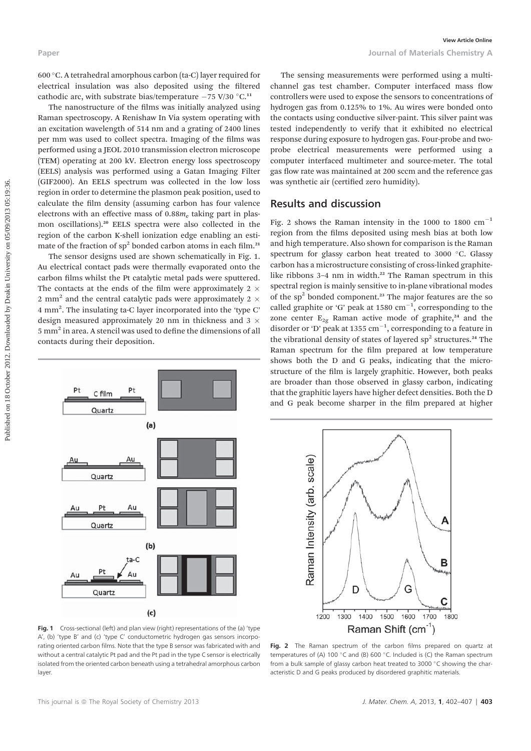600 °C. A tetrahedral amorphous carbon (ta-C) layer required for electrical insulation was also deposited using the filtered cathodic arc, with substrate bias/temperature −75 V/30 °C.[11]

The nanostructure of the films was initially analyzed using Raman spectroscopy. A Renishaw In Via system operating with an excitation wavelength of 514 nm and a grating of 2400 lines per mm was used to collect spectra. Imaging of the films was performed using a JEOL 2010 transmission electron microscope (TEM) operating at 200 kV. Electron energy loss spectroscopy (EELS) analysis was performed using a Gatan Imaging Filter (GIF2000). An EELS spectrum was collected in the low loss region in order to determine the plasmon peak position, used to calculate the film density (assuming carbon has four valence electrons with an effective mass of $0.88m_e$ taking part in plasmon oscillations).[20] EELS spectra were also collected in the region of the carbon K-shell ionization edge enabling an estimate of the fraction of $sp^2$ bonded carbon atoms in each film.[21]

The sensor designs used are shown schematically in Fig. 1. Au electrical contact pads were thermally evaporated onto the carbon films whilst the Pt catalytic metal pads were sputtered. The contacts at the ends of the film were approximately 2 × 2 mm$^2$ and the central catalytic pads were approximately 2 × 4 mm$^2$. The insulating ta-C layer incorporated into the 'type C' design measured approximately 20 nm in thickness and 3 × 5 mm$^2$ in area. A stencil was used to define the dimensions of all contacts during their deposition.

Fig. 1 Cross-sectional (left) and plan view (right) representations of the (a) 'type A', (b) 'type B' and (c) 'type C' conductometric hydrogen gas sensors incorporating oriented carbon films. Note that the type B sensor was fabricated with and without a central catalytic Pt pad and the Pt pad in the type C sensor is electrically isolated from the oriented carbon beneath using a tetrahedral amorphous carbon layer.

The sensing measurements were performed using a multichannel gas test chamber. Computer interfaced mass flow controllers were used to expose the sensors to concentrations of hydrogen gas from 0.125% to 1%. Au wires were bonded onto the contacts using conductive silver-paint. This silver paint was tested independently to verify that it exhibited no electrical response during exposure to hydrogen gas. Four-probe and two-probe electrical measurements were performed using a computer interfaced multimeter and source-meter. The total gas flow rate was maintained at 200 sccm and the reference gas was synthetic air (certified zero humidity).

## Results and discussion

Fig. 2 shows the Raman intensity in the 1000 to 1800 cm$^{-1}$ region from the films deposited using mesh bias at both low and high temperature. Also shown for comparison is the Raman spectrum for glassy carbon heat treated to 3000 °C. Glassy carbon has a microstructure consisting of cross-linked graphite-like ribbons 3–4 nm in width.[22] The Raman spectrum in this spectral region is mainly sensitive to in-plane vibrational modes of the $sp^2$ bonded component.[23] The major features are the so called graphite or 'G' peak at 1580 cm$^{-1}$, corresponding to the zone center $E_{2g}$ Raman active mode of graphite,[24] and the disorder or 'D' peak at 1355 cm$^{-1}$, corresponding to a feature in the vibrational density of states of layered $sp^2$ structures.[24] The Raman spectrum for the film prepared at low temperature shows both the D and G peaks, indicating that the microstructure of the film is largely graphitic. However, both peaks are broader than those observed in glassy carbon, indicating that the graphitic layers have higher defect densities. Both the D and G peak become sharper in the film prepared at higher

Fig. 2 The Raman spectrum of the carbon films prepared on quartz at temperatures of (A) 100 °C and (B) 600 °C. Included is (C) the Raman spectrum from a bulk sample of glassy carbon heat treated to 3000 °C showing the characteristic D and G peaks produced by disordered graphitic materials.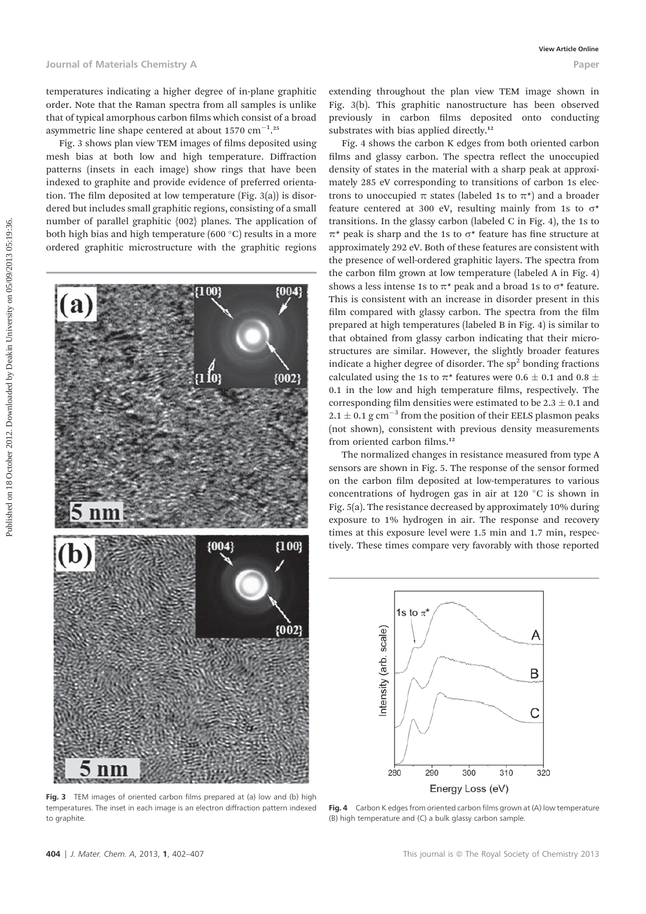temperatures indicating a higher degree of in-plane graphitic order. Note that the Raman spectra from all samples is unlike that of typical amorphous carbon films which consist of a broad asymmetric line shape centered at about 1570 $cm^{-1}$.[25]

Fig. 3 shows plan view TEM images of films deposited using mesh bias at both low and high temperature. Diffraction patterns (insets in each image) show rings that have been indexed to graphite and provide evidence of preferred orientation. The film deposited at low temperature (Fig. 3(a)) is disordered but includes small graphitic regions, consisting of a small number of parallel graphitic {002} planes. The application of both high bias and high temperature (600 °C) results in a more ordered graphitic microstructure with the graphitic regions extending throughout the plan view TEM image shown in Fig. 3(b). This graphitic nanostructure has been observed previously in carbon films deposited onto conducting substrates with bias applied directly.[12]

Fig. 3 TEM images of oriented carbon films prepared at (a) low and (b) high temperatures. The inset in each image is an electron diffraction pattern indexed to graphite.

Fig. 4 shows the carbon K edges from both oriented carbon films and glassy carbon. The spectra reflect the unoccupied density of states in the material with a sharp peak at approximately 285 eV corresponding to transitions of carbon 1s electrons to unoccupied $\pi$ states (labeled 1s to $\pi^*$) and a broader feature centered at 300 eV, resulting mainly from 1s to $\sigma^*$ transitions. In the glassy carbon (labeled C in Fig. 4), the 1s to $\pi^*$ peak is sharp and the 1s to $\sigma^*$ feature has fine structure at approximately 292 eV. Both of these features are consistent with the presence of well-ordered graphitic layers. The spectra from the carbon film grown at low temperature (labeled A in Fig. 4) shows a less intense 1s to $\pi^*$ peak and a broad 1s to $\sigma^*$ feature. This is consistent with an increase in disorder present in this film compared with glassy carbon. The spectra from the film prepared at high temperatures (labeled B in Fig. 4) is similar to that obtained from glassy carbon indicating that their microstructures are similar. However, the slightly broader features indicate a higher degree of disorder. The $sp^2$ bonding fractions calculated using the 1s to $\pi^*$ features were $0.6 \pm 0.1$ and $0.8 \pm 0.1$ in the low and high temperature films, respectively. The corresponding film densities were estimated to be $2.3 \pm 0.1$ and $2.1 \pm 0.1$ g $cm^{-3}$ from the position of their EELS plasmon peaks (not shown), consistent with previous density measurements from oriented carbon films.[12]

The normalized changes in resistance measured from type A sensors are shown in Fig. 5. The response of the sensor formed on the carbon film deposited at low-temperatures to various concentrations of hydrogen gas in air at 120 °C is shown in Fig. 5(a). The resistance decreased by approximately 10% during exposure to 1% hydrogen in air. The response and recovery times at this exposure level were 1.5 min and 1.7 min, respectively. These times compare very favorably with those reported

Fig. 4 Carbon K edges from oriented carbon films grown at (A) low temperature (B) high temperature and (C) a bulk glassy carbon sample.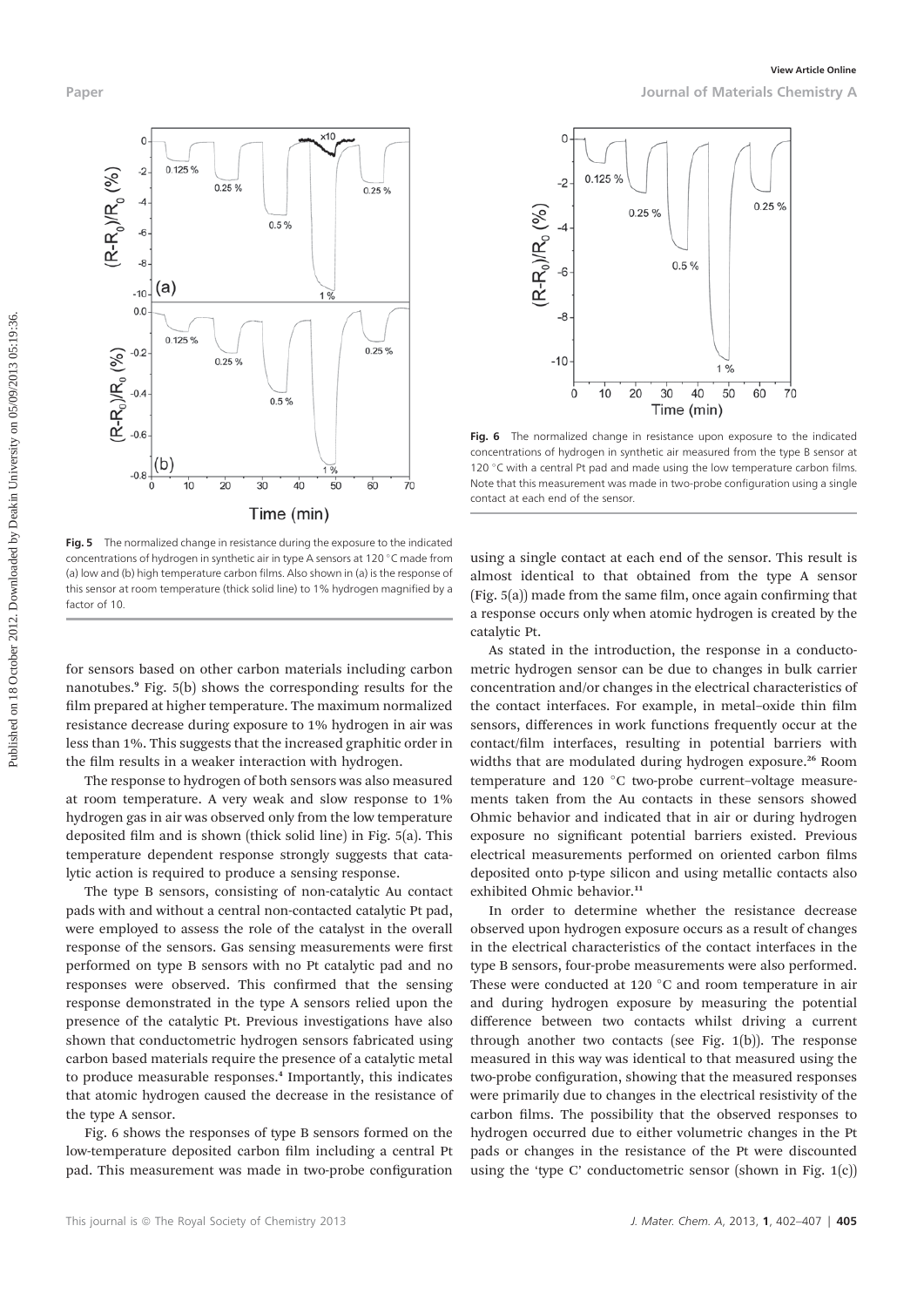Fig. 5 The normalized change in resistance during the exposure to the indicated concentrations of hydrogen in synthetic air in type A sensors at 120 °C made from (a) low and (b) high temperature carbon films. Also shown in (a) is the response of this sensor at room temperature (thick solid line) to 1% hydrogen magnified by a factor of 10.

Fig. 6 The normalized change in resistance upon exposure to the indicated concentrations of hydrogen in synthetic air measured from the type B sensor at 120 °C with a central Pt pad and made using the low temperature carbon films. Note that this measurement was made in two-probe configuration using a single contact at each end of the sensor.

for sensors based on other carbon materials including carbon nanotubes.[9] Fig. 5(b) shows the corresponding results for the film prepared at higher temperature. The maximum normalized resistance decrease during exposure to 1% hydrogen in air was less than 1%. This suggests that the increased graphitic order in the film results in a weaker interaction with hydrogen.

The response to hydrogen of both sensors was also measured at room temperature. A very weak and slow response to 1% hydrogen gas in air was observed only from the low temperature deposited film and is shown (thick solid line) in Fig. 5(a). This temperature dependent response strongly suggests that catalytic action is required to produce a sensing response.

The type B sensors, consisting of non-catalytic Au contact pads with and without a central non-contacted catalytic Pt pad, were employed to assess the role of the catalyst in the overall response of the sensors. Gas sensing measurements were first performed on type B sensors with no Pt catalytic pad and no responses were observed. This confirmed that the sensing response demonstrated in the type A sensors relied upon the presence of the catalytic Pt. Previous investigations have also shown that conductometric hydrogen sensors fabricated using carbon based materials require the presence of a catalytic metal to produce measurable responses.[4] Importantly, this indicates that atomic hydrogen caused the decrease in the resistance of the type A sensor.

Fig. 6 shows the responses of type B sensors formed on the low-temperature deposited carbon film including a central Pt pad. This measurement was made in two-probe configuration using a single contact at each end of the sensor. This result is almost identical to that obtained from the type A sensor (Fig. 5(a)) made from the same film, once again confirming that a response occurs only when atomic hydrogen is created by the catalytic Pt.

As stated in the introduction, the response in a conductometric hydrogen sensor can be due to changes in bulk carrier concentration and/or changes in the electrical characteristics of the contact interfaces. For example, in metal–oxide thin film sensors, differences in work functions frequently occur at the contact/film interfaces, resulting in potential barriers with widths that are modulated during hydrogen exposure.[26] Room temperature and 120 °C two-probe current–voltage measurements taken from the Au contacts in these sensors showed Ohmic behavior and indicated that in air or during hydrogen exposure no significant potential barriers existed. Previous electrical measurements performed on oriented carbon films deposited onto p-type silicon and using metallic contacts also exhibited Ohmic behavior.[11]

In order to determine whether the resistance decrease observed upon hydrogen exposure occurs as a result of changes in the electrical characteristics of the contact interfaces in the type B sensors, four-probe measurements were also performed. These were conducted at 120 °C and room temperature in air and during hydrogen exposure by measuring the potential difference between two contacts whilst driving a current through another two contacts (see Fig. 1(b)). The response measured in this way was identical to that measured using the two-probe configuration, showing that the measured responses were primarily due to changes in the electrical resistivity of the carbon films. The possibility that the observed responses to hydrogen occurred due to either volumetric changes in the Pt pads or changes in the resistance of the Pt were discounted using the 'type C' conductometric sensor (shown in Fig. 1(c))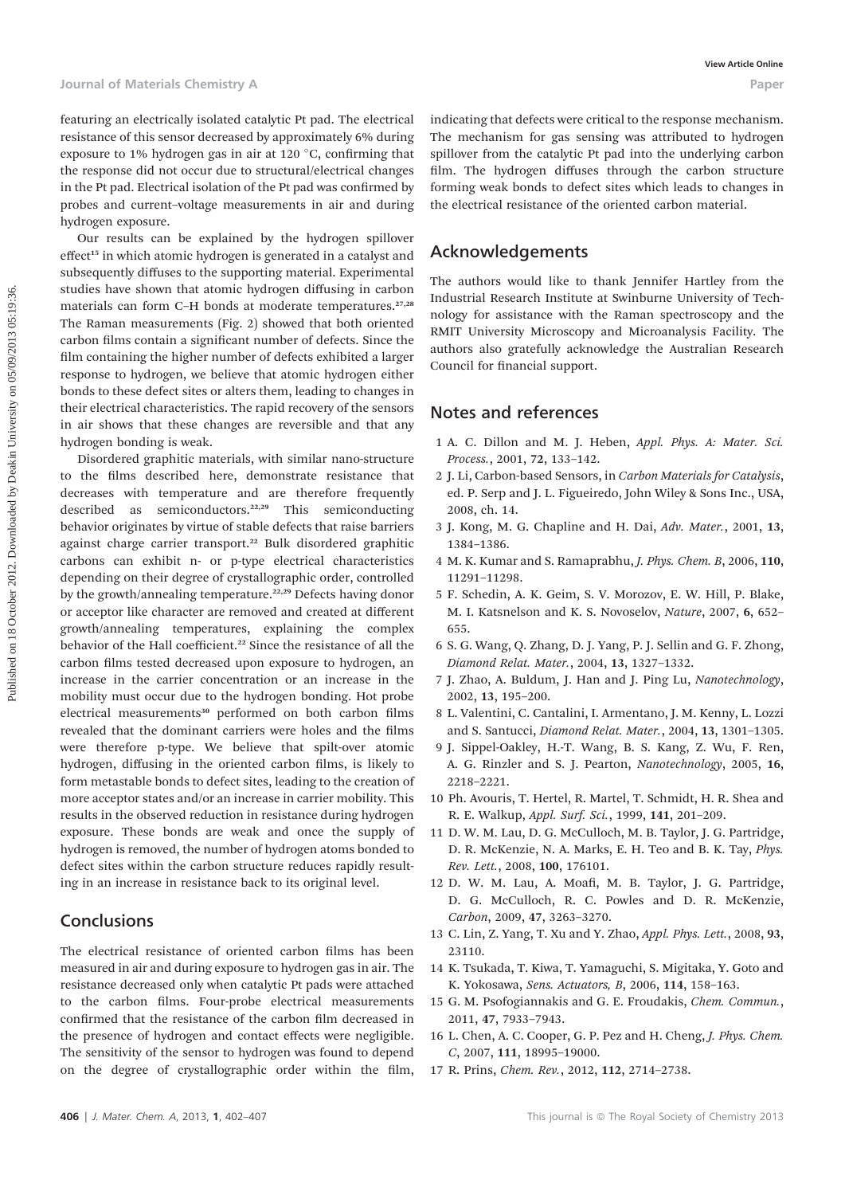featuring an electrically isolated catalytic Pt pad. The electrical resistance of this sensor decreased by approximately 6% during exposure to 1% hydrogen gas in air at 120 °C, confirming that the response did not occur due to structural/electrical changes in the Pt pad. Electrical isolation of the Pt pad was confirmed by probes and current–voltage measurements in air and during hydrogen exposure.

Our results can be explained by the hydrogen spillover effect[15] in which atomic hydrogen is generated in a catalyst and subsequently diffuses to the supporting material. Experimental studies have shown that atomic hydrogen diffusing in carbon materials can form C–H bonds at moderate temperatures.[27,28] The Raman measurements (Fig. 2) showed that both oriented carbon films contain a significant number of defects. Since the film containing the higher number of defects exhibited a larger response to hydrogen, we believe that atomic hydrogen either bonds to these defect sites or alters them, leading to changes in their electrical characteristics. The rapid recovery of the sensors in air shows that these changes are reversible and that any hydrogen bonding is weak.

Disordered graphitic materials, with similar nano-structure to the films described here, demonstrate resistance that decreases with temperature and are therefore frequently described as semiconductors.[22,29] This semiconducting behavior originates by virtue of stable defects that raise barriers against charge carrier transport.[22] Bulk disordered graphitic carbons can exhibit n- or p-type electrical characteristics depending on their degree of crystallographic order, controlled by the growth/annealing temperature.[22,29] Defects having donor or acceptor like character are removed and created at different growth/annealing temperatures, explaining the complex behavior of the Hall coefficient.[22] Since the resistance of all the carbon films tested decreased upon exposure to hydrogen, an increase in the carrier concentration or an increase in the mobility must occur due to the hydrogen bonding. Hot probe electrical measurements[30] performed on both carbon films revealed that the dominant carriers were holes and the films were therefore p-type. We believe that spilt-over atomic hydrogen, diffusing in the oriented carbon films, is likely to form metastable bonds to defect sites, leading to the creation of more acceptor states and/or an increase in carrier mobility. This results in the observed reduction in resistance during hydrogen exposure. These bonds are weak and once the supply of hydrogen is removed, the number of hydrogen atoms bonded to defect sites within the carbon structure reduces rapidly resulting in an increase in resistance back to its original level.

## Conclusions

The electrical resistance of oriented carbon films has been measured in air and during exposure to hydrogen gas in air. The resistance decreased only when catalytic Pt pads were attached to the carbon films. Four-probe electrical measurements confirmed that the resistance of the carbon film decreased in the presence of hydrogen and contact effects were negligible. The sensitivity of the sensor to hydrogen was found to depend on the degree of crystallographic order within the film, indicating that defects were critical to the response mechanism. The mechanism for gas sensing was attributed to hydrogen spillover from the catalytic Pt pad into the underlying carbon film. The hydrogen diffuses through the carbon structure forming weak bonds to defect sites which leads to changes in the electrical resistance of the oriented carbon material.

## Acknowledgements

The authors would like to thank Jennifer Hartley from the Industrial Research Institute at Swinburne University of Technology for assistance with the Raman spectroscopy and the RMIT University Microscopy and Microanalysis Facility. The authors also gratefully acknowledge the Australian Research Council for financial support.

## Notes and references

1. A. C. Dillon and M. J. Heben, *Appl. Phys. A: Mater. Sci. Process.*, 2001, **72**, 133–142.
2. J. Li, Carbon-based Sensors, in *Carbon Materials for Catalysis*, ed. P. Serp and J. L. Figueiredo, John Wiley & Sons Inc., USA, 2008, ch. 14.
3. J. Kong, M. G. Chapline and H. Dai, *Adv. Mater.*, 2001, **13**, 1384–1386.
4. M. K. Kumar and S. Ramaprabhu, *J. Phys. Chem. B*, 2006, **110**, 11291–11298.
5. F. Schedin, A. K. Geim, S. V. Morozov, E. W. Hill, P. Blake, M. I. Katsnelson and K. S. Novoselov, *Nature*, 2007, **6**, 652–655.
6. S. G. Wang, Q. Zhang, D. J. Yang, P. J. Sellin and G. F. Zhong, *Diamond Relat. Mater.*, 2004, **13**, 1327–1332.
7. J. Zhao, A. Buldum, J. Han and J. Ping Lu, *Nanotechnology*, 2002, **13**, 195–200.
8. L. Valentini, C. Cantalini, I. Armentano, J. M. Kenny, L. Lozzi and S. Santucci, *Diamond Relat. Mater.*, 2004, **13**, 1301–1305.
9. J. Sippel-Oakley, H.-T. Wang, B. S. Kang, Z. Wu, F. Ren, A. G. Rinzler and S. J. Pearton, *Nanotechnology*, 2005, **16**, 2218–2221.
10. Ph. Avouris, T. Hertel, R. Martel, T. Schmidt, H. R. Shea and R. E. Walkup, *Appl. Surf. Sci.*, 1999, **141**, 201–209.
11. D. W. M. Lau, D. G. McCulloch, M. B. Taylor, J. G. Partridge, D. R. McKenzie, N. A. Marks, E. H. Teo and B. K. Tay, *Phys. Rev. Lett.*, 2008, **100**, 176101.
12. D. W. M. Lau, A. Moafi, M. B. Taylor, J. G. Partridge, D. G. McCulloch, R. C. Powles and D. R. McKenzie, *Carbon*, 2009, **47**, 3263–3270.
13. C. Lin, Z. Yang, T. Xu and Y. Zhao, *Appl. Phys. Lett.*, 2008, **93**, 23110.
14. K. Tsukada, T. Kiwa, T. Yamaguchi, S. Migitaka, Y. Goto and K. Yokosawa, *Sens. Actuators, B*, 2006, **114**, 158–163.
15. G. M. Psofogiannakis and G. E. Froudakis, *Chem. Commun.*, 2011, **47**, 7933–7943.
16. L. Chen, A. C. Cooper, G. P. Pez and H. Cheng, *J. Phys. Chem. C*, 2007, **111**, 18995–19000.
17. R. Prins, *Chem. Rev.*, 2012, **112**, 2714–2738.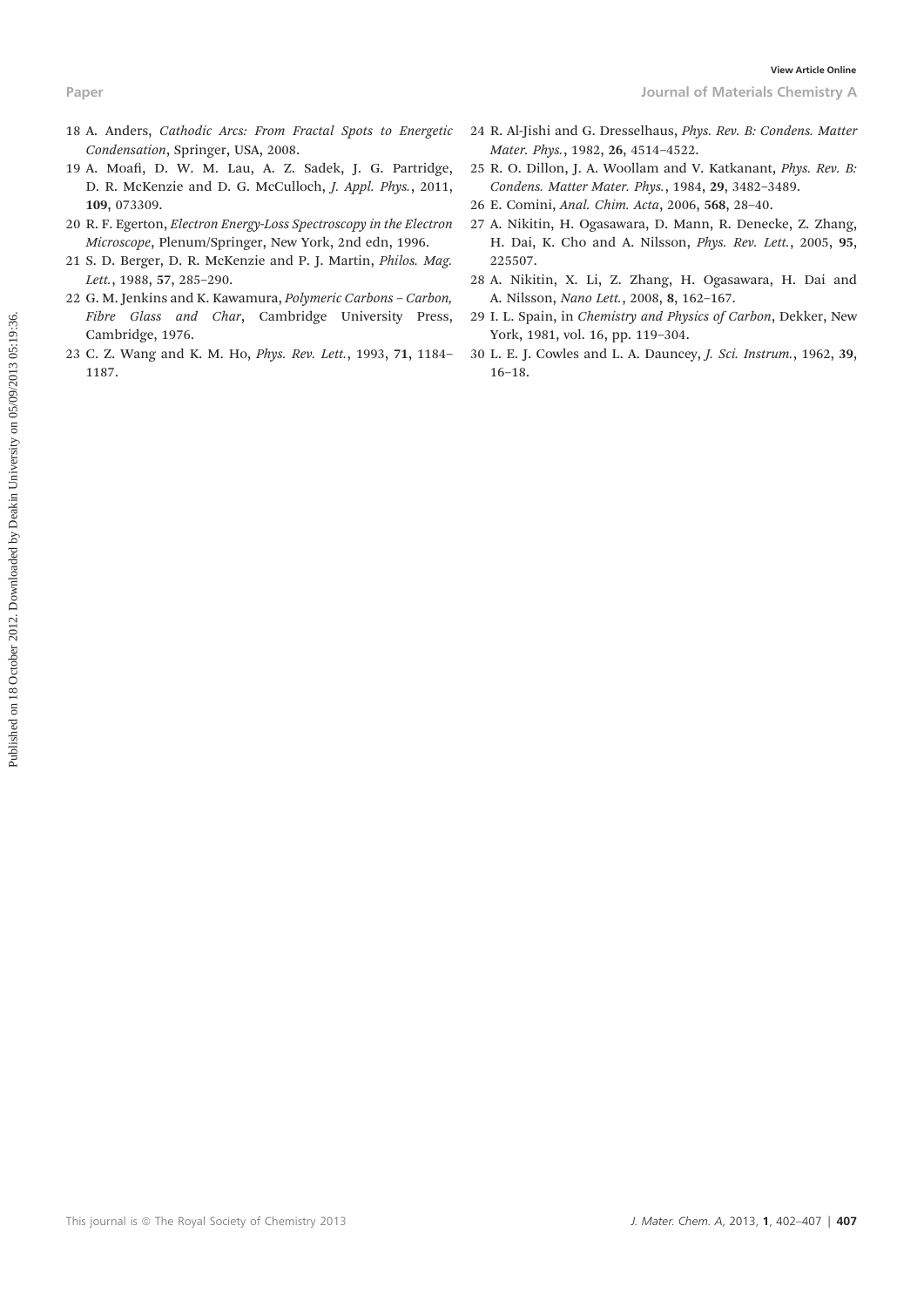18 A. Anders, *Cathodic Arcs: From Fractal Spots to Energetic Condensation*, Springer, USA, 2008.

19 A. Moafi, D. W. M. Lau, A. Z. Sadek, J. G. Partridge, D. R. McKenzie and D. G. McCulloch, *J. Appl. Phys.*, 2011, **109**, 073309.

20 R. F. Egerton, *Electron Energy-Loss Spectroscopy in the Electron Microscope*, Plenum/Springer, New York, 2nd edn, 1996.

21 S. D. Berger, D. R. McKenzie and P. J. Martin, *Philos. Mag. Lett.*, 1988, **57**, 285–290.

22 G. M. Jenkins and K. Kawamura, *Polymeric Carbons – Carbon, Fibre Glass and Char*, Cambridge University Press, Cambridge, 1976.

23 C. Z. Wang and K. M. Ho, *Phys. Rev. Lett.*, 1993, **71**, 1184–1187.

24 R. Al-Jishi and G. Dresselhaus, *Phys. Rev. B: Condens. Matter Mater. Phys.*, 1982, **26**, 4514–4522.

25 R. O. Dillon, J. A. Woollam and V. Katkanant, *Phys. Rev. B: Condens. Matter Mater. Phys.*, 1984, **29**, 3482–3489.

26 E. Comini, *Anal. Chim. Acta*, 2006, **568**, 28–40.

27 A. Nikitin, H. Ogasawara, D. Mann, R. Denecke, Z. Zhang, H. Dai, K. Cho and A. Nilsson, *Phys. Rev. Lett.*, 2005, **95**, 225507.

28 A. Nikitin, X. Li, Z. Zhang, H. Ogasawara, H. Dai and A. Nilsson, *Nano Lett.*, 2008, **8**, 162–167.

29 I. L. Spain, in *Chemistry and Physics of Carbon*, Dekker, New York, 1981, vol. 16, pp. 119–304.

30 L. E. J. Cowles and L. A. Dauncey, *J. Sci. Instrum.*, 1962, **39**, 16–18.